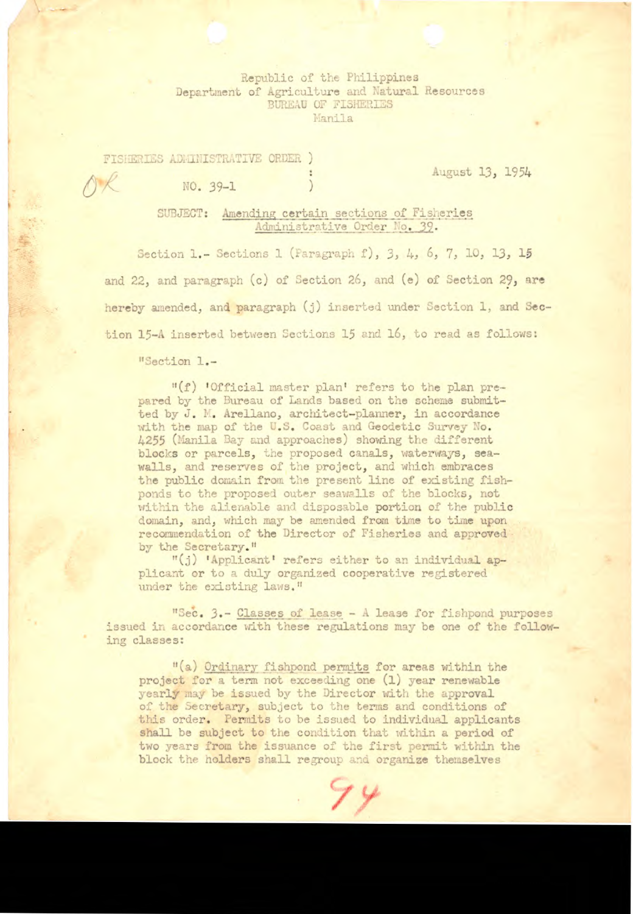Republic of the Philippines
Department of Agriculture and Natural Resources
BUREAU OF FISHERIES
Manila

FISHERIES ADMINISTRATIVE ORDER )
NO. 39-1 )

August 13, 1954

SUBJECT: Amending certain sections of Fisheries Administrative Order No. 39.

Section 1.- Sections 1 (Paragraph f), 3, 4, 6, 7, 10, 13, 15 and 22, and paragraph (c) of Section 26, and (e) of Section 29, are hereby amended, and paragraph (j) inserted under Section 1, and Section 15-A inserted between Sections 15 and 16, to read as follows:

"Section 1.-

"(f) 'Official master plan' refers to the plan prepared by the Bureau of Lands based on the scheme submitted by J. M. Arellano, architect-planner, in accordance with the map of the U.S. Coast and Geodetic Survey No. 4255 (Manila Bay and approaches) showing the different blocks or parcels, the proposed canals, waterways, seawalls, and reserves of the project, and which embraces the public domain from the present line of existing fishponds to the proposed outer seawalls of the blocks, not within the alienable and disposable portion of the public domain, and, which may be amended from time to time upon recommendation of the Director of Fisheries and approved by the Secretary."

"(j) 'Applicant' refers either to an individual applicant or to a duly organized cooperative registered under the existing laws."

"Sec. 3.- Classes of lease - A lease for fishpond purposes issued in accordance with these regulations may be one of the following classes:

"(a) Ordinary fishpond permits for areas within the project for a term not exceeding one (1) year renewable yearly may be issued by the Director with the approval of the Secretary, subject to the terms and conditions of this order. Permits to be issued to individual applicants shall be subject to the condition that within a period of two years from the issuance of the first permit within the block the holders shall regroup and organize themselves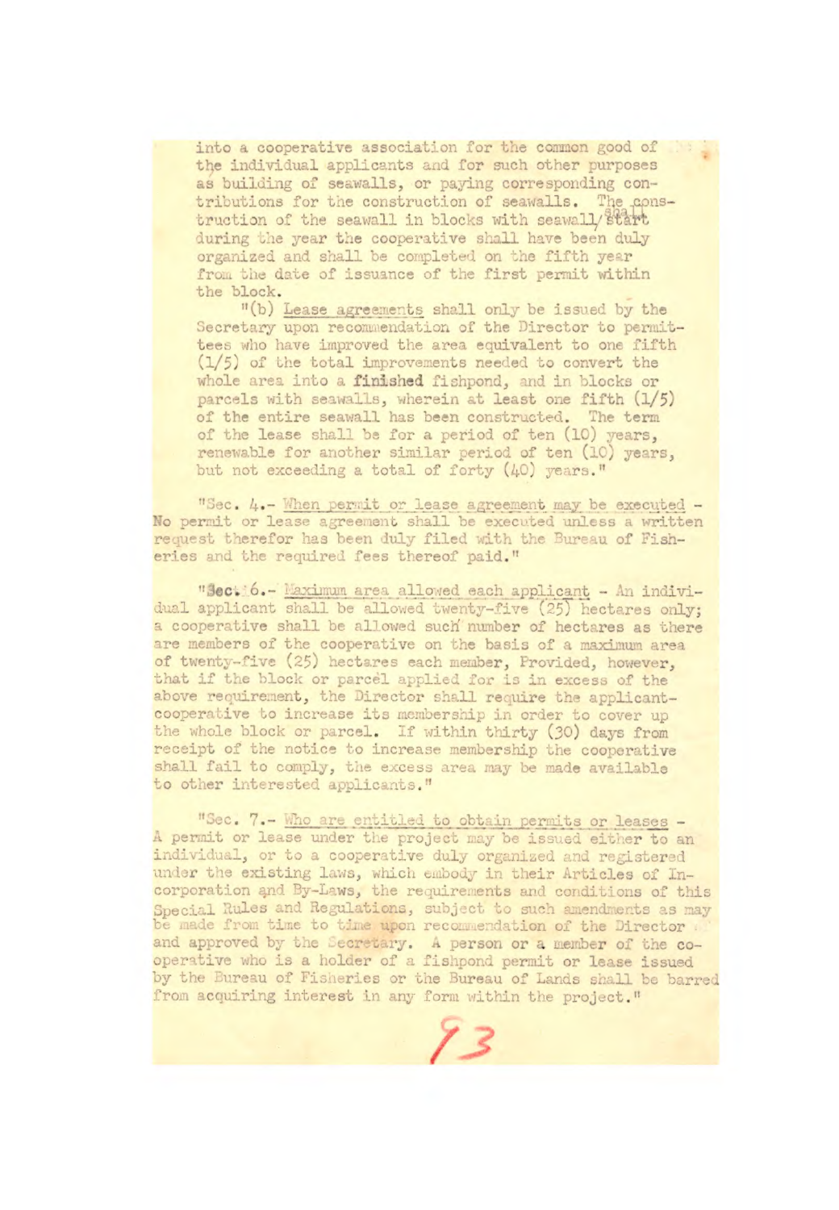into a cooperative association for the common good of the individual applicants and for such other purposes as building of seawalls, or paying corresponding contributions for the construction of seawalls. The construction of the seawall in blocks with seawall shall start during the year the cooperative shall have been duly organized and shall be completed on the fifth year from the date of issuance of the first permit within the block.

"(b) Lease agreements shall only be issued by the Secretary upon recommendation of the Director to permittees who have improved the area equivalent to one fifth (1/5) of the total improvements needed to convert the whole area into a finished fishpond, and in blocks or parcels with seawalls, wherein at least one fifth (1/5) of the entire seawall has been constructed. The term of the lease shall be for a period of ten (10) years, renewable for another similar period of ten (10) years, but not exceeding a total of forty (40) years."

"Sec. 4.- When permit or lease agreement may be executed - No permit or lease agreement shall be executed unless a written request therefor has been duly filed with the Bureau of Fisheries and the required fees thereof paid."

"Sec. 6.- Maximum area allowed each applicant - An individual applicant shall be allowed twenty-five (25) hectares only; a cooperative shall be allowed such number of hectares as there are members of the cooperative on the basis of a maximum area of twenty-five (25) hectares each member, Provided, however, that if the block or parcel applied for is in excess of the above requirement, the Director shall require the applicant-cooperative to increase its membership in order to cover up the whole block or parcel. If within thirty (30) days from receipt of the notice to increase membership the cooperative shall fail to comply, the excess area may be made available to other interested applicants."

"Sec. 7.- Who are entitled to obtain permits or leases - A permit or lease under the project may be issued either to an individual, or to a cooperative duly organized and registered under the existing laws, which embody in their Articles of Incorporation and By-Laws, the requirements and conditions of this Special Rules and Regulations, subject to such amendments as may be made from time to time upon recommendation of the Director and approved by the Secretary. A person or a member of the cooperative who is a holder of a fishpond permit or lease issued by the Bureau of Fisheries or the Bureau of Lands shall be barred from acquiring interest in any form within the project."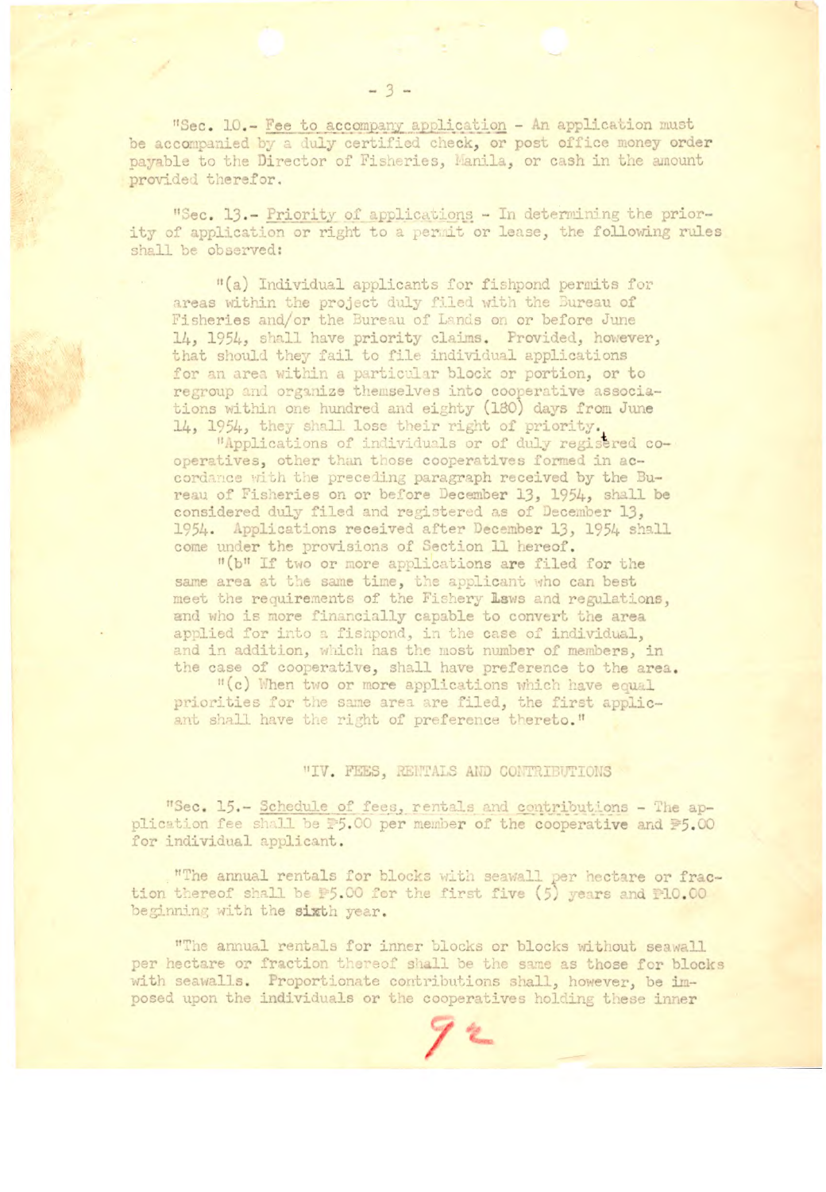"Sec. 10.- Fee to accompany application - An application must be accompanied by a duly certified check, or post office money order payable to the Director of Fisheries, Manila, or cash in the amount provided therefor.

"Sec. 13.- Priority of applications - In determining the priority of application or right to a permit or lease, the following rules shall be observed:

"(a) Individual applicants for fishpond permits for areas within the project duly filed with the Bureau of Fisheries and/or the Bureau of Lands on or before June 14, 1954, shall have priority claims. Provided, however, that should they fail to file individual applications for an area within a particular block or portion, or to regroup and organize themselves into cooperative associations within one hundred and eighty (180) days from June 14, 1954, they shall lose their right of priority.

"Applications of individuals or of duly registered cooperatives, other than those cooperatives formed in accordance with the preceding paragraph received by the Bureau of Fisheries on or before December 13, 1954, shall be considered duly filed and registered as of December 13, 1954. Applications received after December 13, 1954 shall come under the provisions of Section 11 hereof.

"(b" If two or more applications are filed for the same area at the same time, the applicant who can best meet the requirements of the Fishery Laws and regulations, and who is more financially capable to convert the area applied for into a fishpond, in the case of individual, and in addition, which has the most number of members, in the case of cooperative, shall have preference to the area.

"(c) When two or more applications which have equal priorities for the same area are filed, the first applicant shall have the right of preference thereto."

"IV. FEES, RENTALS AND CONTRIBUTIONS

"Sec. 15.- Schedule of fees, rentals and contributions - The application fee shall be ₱5.00 per member of the cooperative and ₱5.00 for individual applicant.

"The annual rentals for blocks with seawall per hectare or fraction thereof shall be ₱5.00 for the first five (5) years and ₱10.00 beginning with the sixth year.

"The annual rentals for inner blocks or blocks without seawall per hectare or fraction thereof shall be the same as those for blocks with seawalls. Proportionate contributions shall, however, be imposed upon the individuals or the cooperatives holding these inner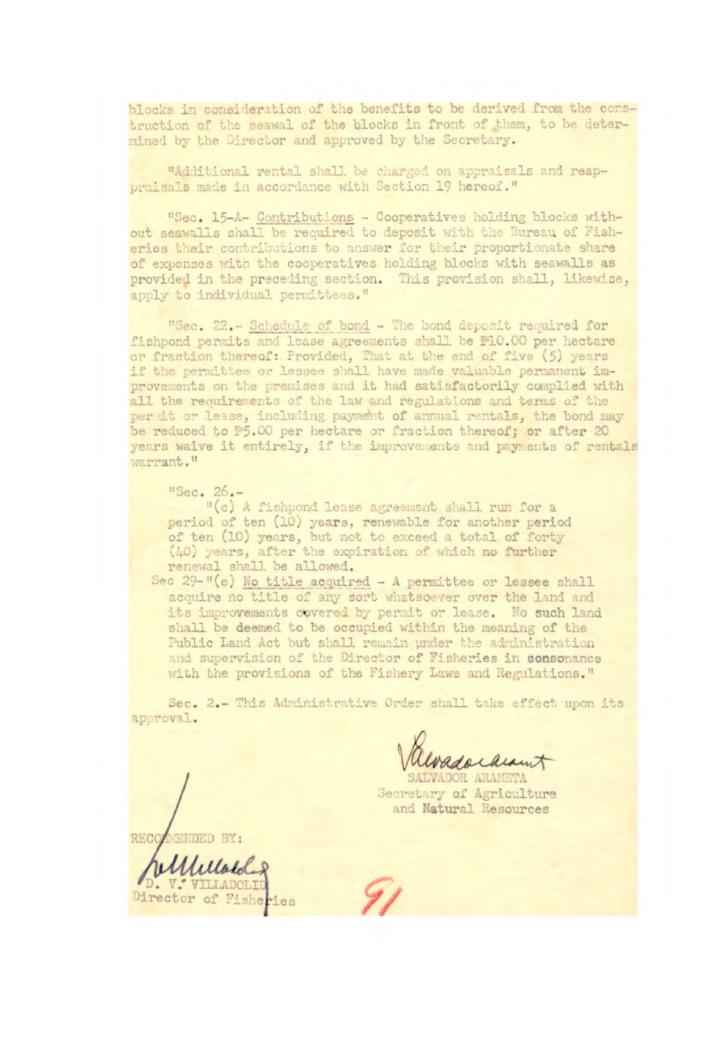blocks in consideration of the benefits to be derived from the construction of the seawal of the blocks in front of them, to be determined by the Director and approved by the Secretary.

"Additional rental shall be charged on appraisals and reappraisals made in accordance with Section 19 hereof."

"Sec. 15-A- Contributions - Cooperatives holding blocks without seawalls shall be required to deposit with the Bureau of Fisheries their contributions to answer for their proportionate share of expenses with the cooperatives holding blocks with seawalls as provided in the preceding section. This provision shall, likewise, apply to individual permittees."

"Sec. 22.- Schedule of bond - The bond deposit required for fishpond permits and lease agreements shall be ₱10.00 per hectare or fraction thereof: Provided, That at the end of five (5) years if the permittee or lessee shall have made valuable permanent improvements on the premises and it had satisfactorily complied with all the requirements of the law and regulations and terms of the permit or lease, including payment of annual rentals, the bond may be reduced to ₱5.00 per hectare or fraction thereof; or after 20 years waive it entirely, if the improvements and payments of rentals warrant."

"Sec. 26.-

"(c) A fishpond lease agreement shall run for a period of ten (10) years, renewable for another period of ten (10) years, but not to exceed a total of forty (40) years, after the expiration of which no further renewal shall be allowed.

Sec 29-"(e) No title acquired - A permittee or lessee shall acquire no title of any sort whatsoever over the land and its improvements covered by permit or lease. No such land shall be deemed to be occupied within the meaning of the Public Land Act but shall remain under the administration and supervision of the Director of Fisheries in consonance with the provisions of the Fishery Laws and Regulations."

Sec. 2.- This Administrative Order shall take effect upon its approval.

SALVADOR ARANETA
Secretary of Agriculture
and Natural Resources

RECOMMENDED BY:

D. V. VILLADOLID
Director of Fisheries

91